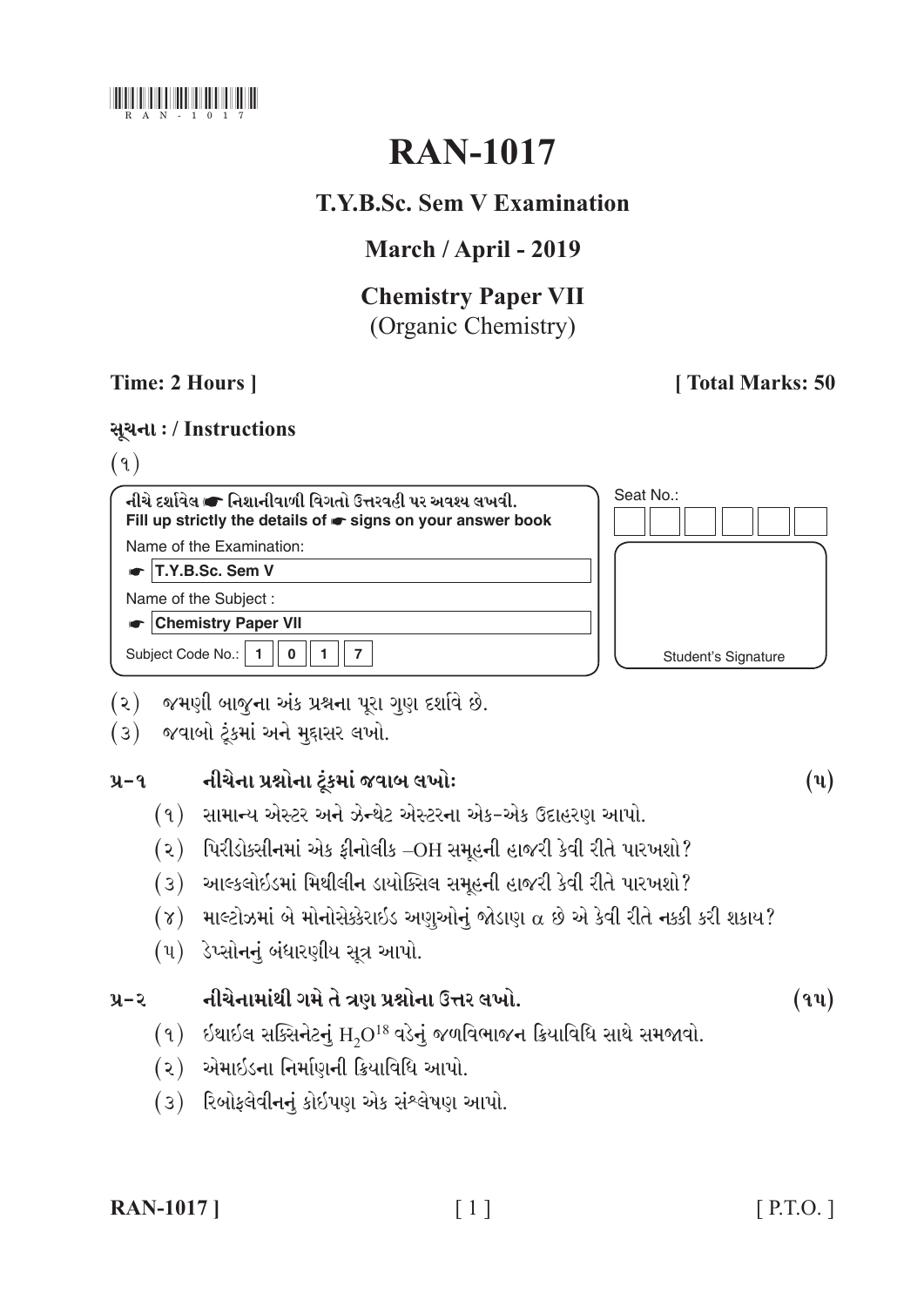RAN - 1017

# RAN-1017

## T.Y.B.Sc. Sem V Examination

## March / April - 2019

## Chemistry Paper VII

(Organic Chemistry)

**Time: 2 Hours ]** **[ Total Marks: 50**

**સૂચના : / Instructions**

(૧)

| | |
|---|---|
| **નીચે દર્શાવેલ ☛ નિશાનીવાળી વિગતો ઉત્તરવહી પર અવશ્ય લખવી.** **Fill up strictly the details of ☛ signs on your answer book** | Seat No.: |
| Name of the Examination: ☛ **T.Y.B.Sc. Sem V** | |
| Name of the Subject : ☛ **Chemistry Paper VII** | |
| Subject Code No.: **1 0 1 7** | Student's Signature |

(૨) જમણી બાજુના અંક પ્રશ્નના પૂરા ગુણ દર્શાવે છે.

(૩) જવાબો ટૂંકમાં અને મુદ્દાસર લખો.

**પ્ર-૧ નીચેના પ્રશ્નોના ટૂંકમાં જવાબ લખોઃ** **(૫)**

(૧) સામાન્ય એસ્ટર અને ઝેન્થેટ એસ્ટરના એક-એક ઉદાહરણ આપો.

(૨) પિરીડોક્સીનમાં એક ફીનોલીક –OH સમૂહની હાજરી કેવી રીતે પારખશો?

(૩) આલ્કલોઇડમાં મિથીલીન ડાયોક્સિલ સમૂહની હાજરી કેવી રીતે પારખશો?

(૪) માલ્ટોઝમાં બે મોનોસેકેરાઇડ અણુઓનું જોડાણ $\alpha$ છે એ કેવી રીતે નક્કી કરી શકાય?

(૫) ડેપ્સોનનું બંધારણીય સૂત્ર આપો.

**પ્ર-૨ નીચેનામાંથી ગમે તે ત્રણ પ્રશ્નોના ઉત્તર લખો.** **(૧૫)**

(૧) ઇથાઇલ સક્સિનેટનું $H_2O^{18}$ વડેનું જળવિભાજન ક્રિયાવિધિ સાથે સમજાવો.

(૨) એમાઇડના નિર્માણની ક્રિયાવિધિ આપો.

(૩) રિબોફ્લેવીનનું કોઇપણ એક સંશ્લેષણ આપો.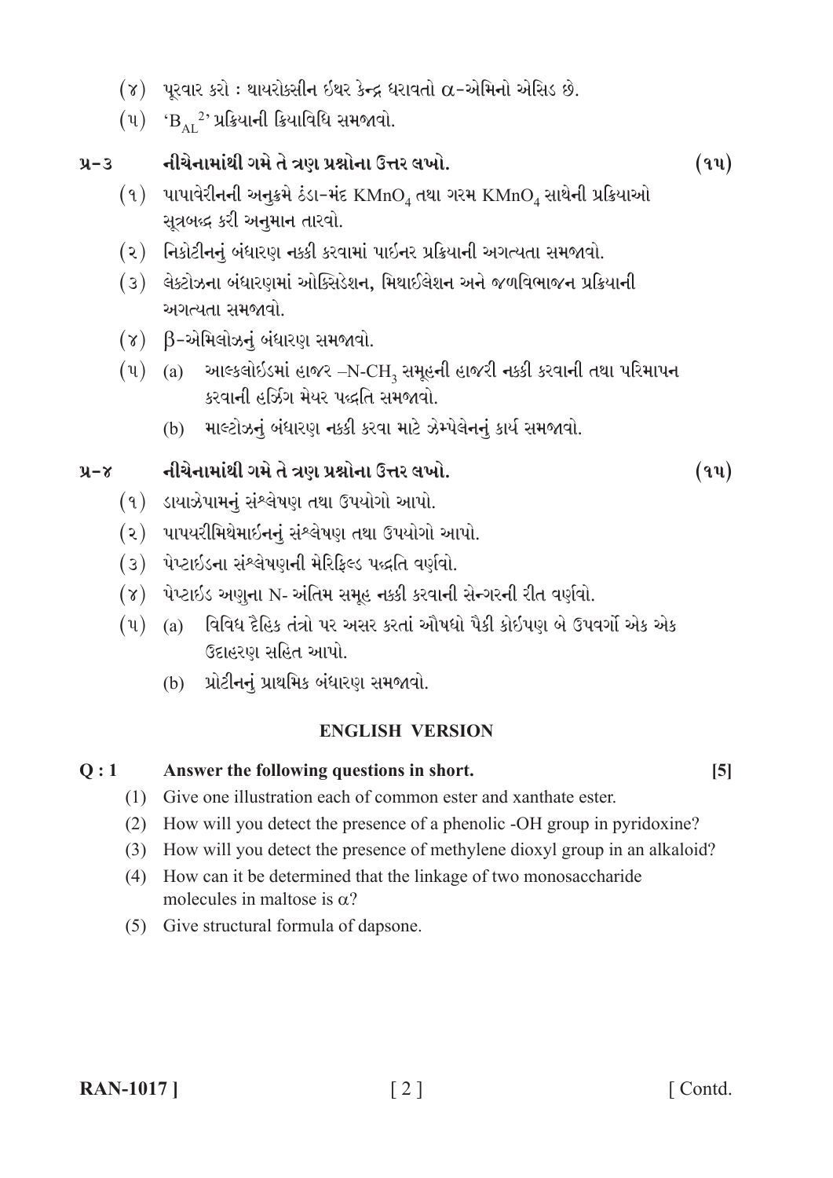(૪) પૂરવાર કરો : થાયરોક્સીન ઈથર કેન્દ્ર ધરાવતો $\alpha$-એમિનો એસિડ છે.

(૫) '$B_{AL}{}^{2}$' પ્રક્રિયાની ક્રિયાવિધિ સમજાવો.

**પ્ર-૩ નીચેનામાંથી ગમે તે ત્રણ પ્રશ્નોના ઉત્તર લખો. (૧૫)**

(૧) પાપાવેરીનની અનુક્રમે ઠંડા-મંદ $KMnO_4$ તથા ગરમ $KMnO_4$ સાથેની પ્રક્રિયાઓ સૂત્રબદ્ધ કરી અનુમાન તારવો.

(૨) નિકોટીનનું બંધારણ નક્કી કરવામાં પાઈનર પ્રક્રિયાની અગત્યતા સમજાવો.

(૩) લેક્ટોઝના બંધારણમાં ઓક્સિડેશન, મિથાઈલેશન અને જળવિભાજન પ્રક્રિયાની અગત્યતા સમજાવો.

(૪) $\beta$-એમિલોઝનું બંધારણ સમજાવો.

(૫) (a) આલ્કલોઈડમાં હાજર $-N-CH_3$ સમૂહની હાજરી નક્કી કરવાની તથા પરિમાપન કરવાની હર્ઝિંગ મેયર પદ્ધતિ સમજાવો.

(b) માલ્ટોઝનું બંધારણ નક્કી કરવા માટે ઝેમ્પેલેનનું કાર્ય સમજાવો.

**પ્ર-૪ નીચેનામાંથી ગમે તે ત્રણ પ્રશ્નોના ઉત્તર લખો. (૧૫)**

(૧) ડાયાઝેપામનું સંશ્લેષણ તથા ઉપયોગો આપો.

(૨) પાયરીમિથેમાઈનનું સંશ્લેષણ તથા ઉપયોગો આપો.

(૩) પેપ્ટાઈડના સંશ્લેષણની મેરિફિલ્ડ પદ્ધતિ વર્ણવો.

(૪) પેપ્ટાઈડ અણુના N- અંતિમ સમૂહ નક્કી કરવાની સેન્ગરની રીત વર્ણવો.

(૫) (a) વિવિધ દૈહિક તંત્રો પર અસર કરતાં ઔષધો પૈકી કોઈપણ બે ઉપવર્ગો એક એક ઉદાહરણ સહિત આપો.

(b) પ્રોટીનનું પ્રાથમિક બંધારણ સમજાવો.

## ENGLISH VERSION

**Q : 1 Answer the following questions in short. [5]**

(1) Give one illustration each of common ester and xanthate ester.

(2) How will you detect the presence of a phenolic -OH group in pyridoxine?

(3) How will you detect the presence of methylene dioxyl group in an alkaloid?

(4) How can it be determined that the linkage of two monosaccharide molecules in maltose is $\alpha$?

(5) Give structural formula of dapsone.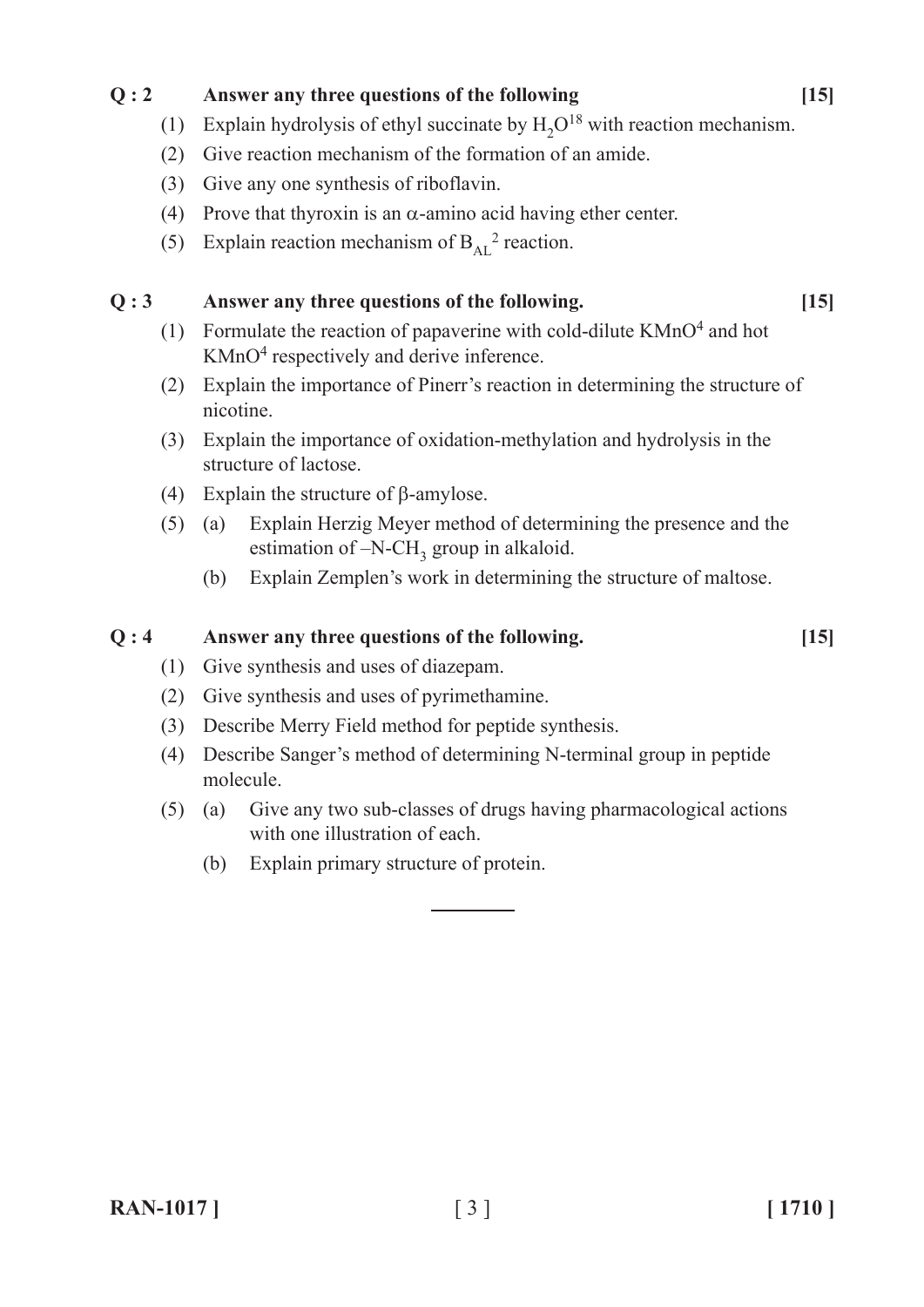**Q : 2 Answer any three questions of the following [15]**

(1) Explain hydrolysis of ethyl succinate by $H_2O^{18}$ with reaction mechanism.

(2) Give reaction mechanism of the formation of an amide.

(3) Give any one synthesis of riboflavin.

(4) Prove that thyroxin is an $\alpha$-amino acid having ether center.

(5) Explain reaction mechanism of $B_{AL}{}^2$ reaction.

**Q : 3 Answer any three questions of the following. [15]**

(1) Formulate the reaction of papaverine with cold-dilute $KMnO^4$ and hot $KMnO^4$ respectively and derive inference.

(2) Explain the importance of Pinerr's reaction in determining the structure of nicotine.

(3) Explain the importance of oxidation-methylation and hydrolysis in the structure of lactose.

(4) Explain the structure of $\beta$-amylose.

(5) (a) Explain Herzig Meyer method of determining the presence and the estimation of $-N\text{-}CH_3$ group in alkaloid.

(b) Explain Zemplen's work in determining the structure of maltose.

**Q : 4 Answer any three questions of the following. [15]**

(1) Give synthesis and uses of diazepam.

(2) Give synthesis and uses of pyrimethamine.

(3) Describe Merry Field method for peptide synthesis.

(4) Describe Sanger's method of determining N-terminal group in peptide molecule.

(5) (a) Give any two sub-classes of drugs having pharmacological actions with one illustration of each.

(b) Explain primary structure of protein.